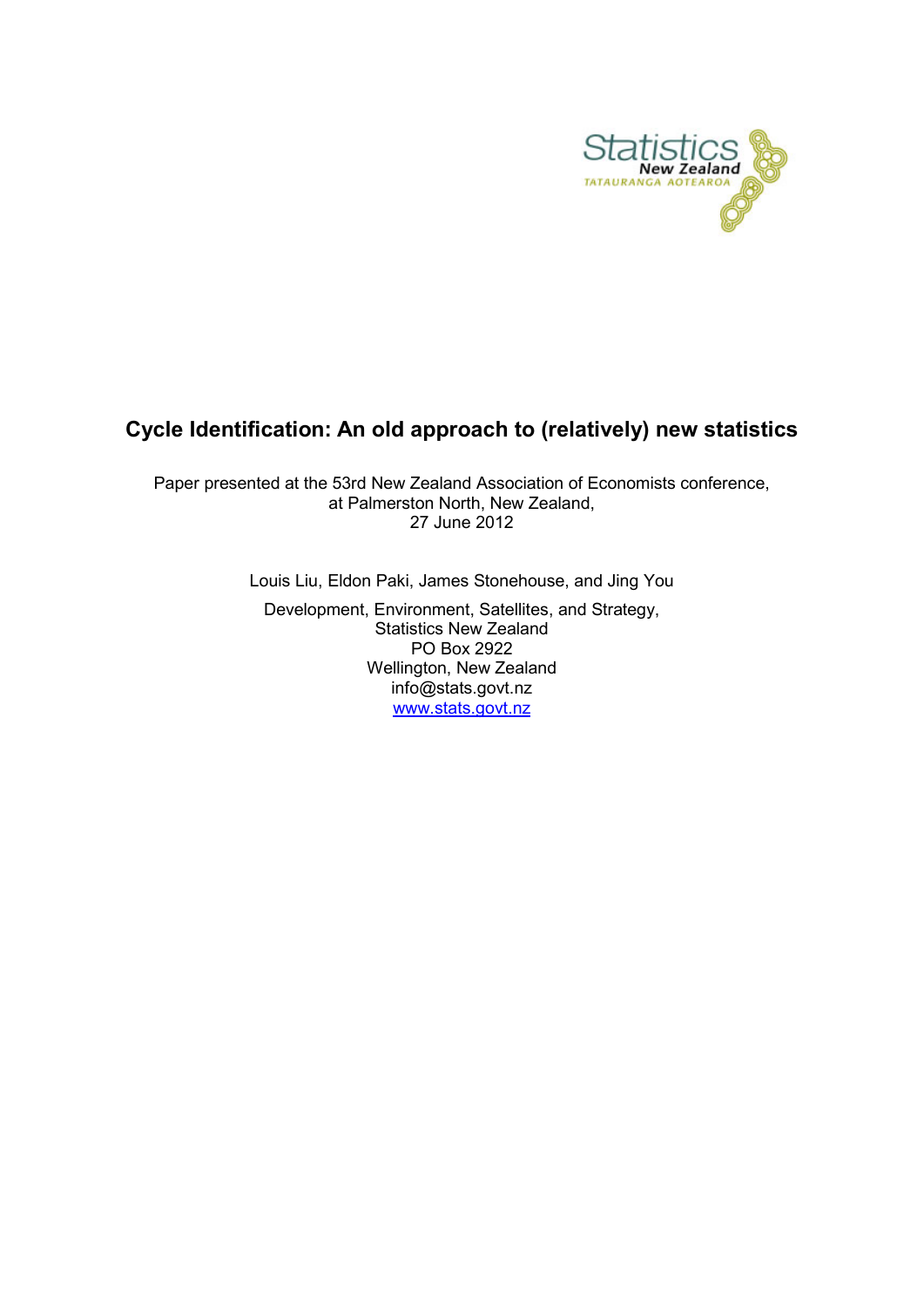Statistics New Zealand
TATAURANGA AOTEAROA

# Cycle Identification: An old approach to (relatively) new statistics

Paper presented at the 53rd New Zealand Association of Economists conference,
at Palmerston North, New Zealand,
27 June 2012

Louis Liu, Eldon Paki, James Stonehouse, and Jing You

Development, Environment, Satellites, and Strategy,
Statistics New Zealand
PO Box 2922
Wellington, New Zealand
info@stats.govt.nz
www.stats.govt.nz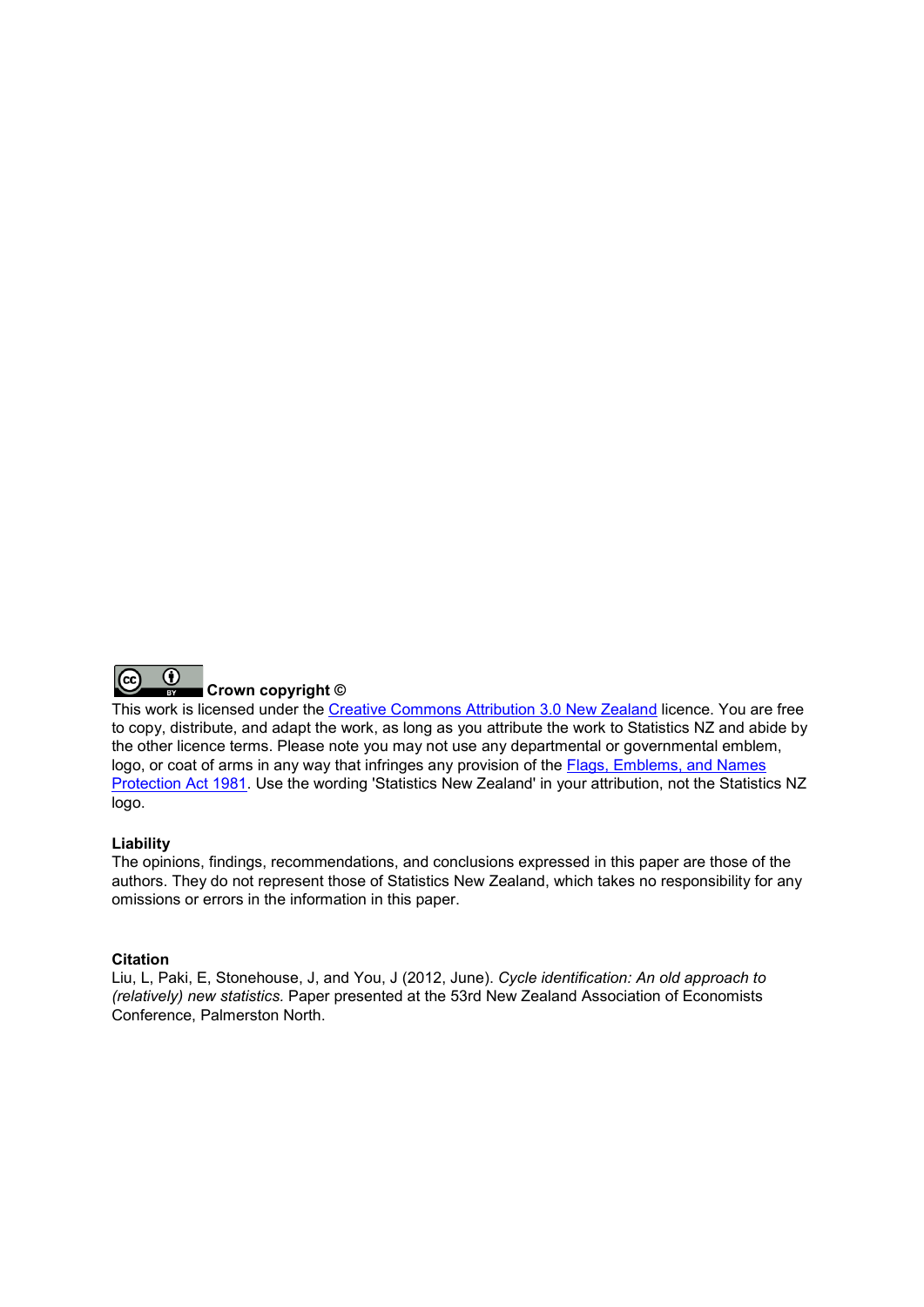**Crown copyright ©**

This work is licensed under the Creative Commons Attribution 3.0 New Zealand licence. You are free to copy, distribute, and adapt the work, as long as you attribute the work to Statistics NZ and abide by the other licence terms. Please note you may not use any departmental or governmental emblem, logo, or coat of arms in any way that infringes any provision of the Flags, Emblems, and Names Protection Act 1981. Use the wording 'Statistics New Zealand' in your attribution, not the Statistics NZ logo.

**Liability**

The opinions, findings, recommendations, and conclusions expressed in this paper are those of the authors. They do not represent those of Statistics New Zealand, which takes no responsibility for any omissions or errors in the information in this paper.

**Citation**

Liu, L, Paki, E, Stonehouse, J, and You, J (2012, June). *Cycle identification: An old approach to (relatively) new statistics.* Paper presented at the 53rd New Zealand Association of Economists Conference, Palmerston North.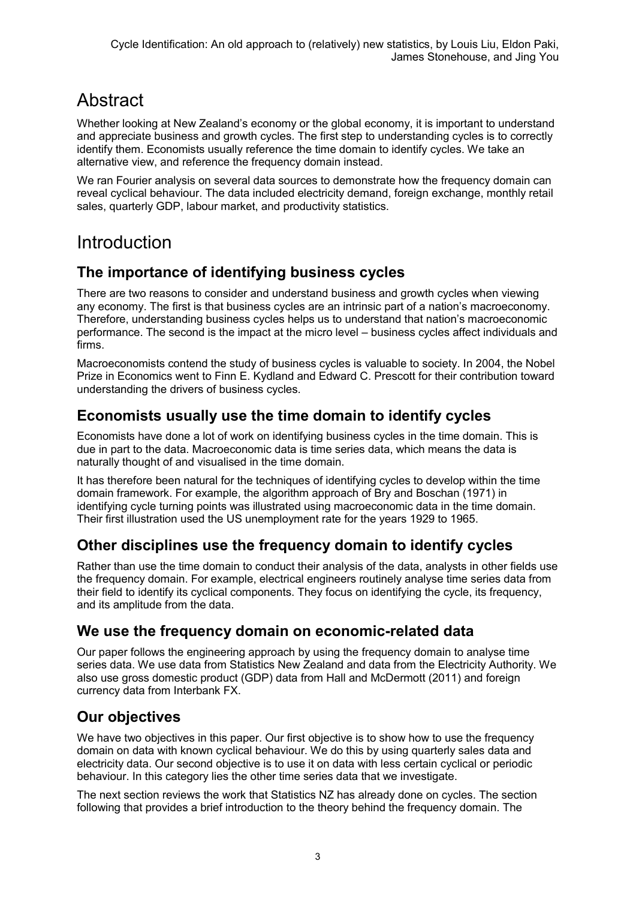# Abstract

Whether looking at New Zealand's economy or the global economy, it is important to understand and appreciate business and growth cycles. The first step to understanding cycles is to correctly identify them. Economists usually reference the time domain to identify cycles. We take an alternative view, and reference the frequency domain instead.

We ran Fourier analysis on several data sources to demonstrate how the frequency domain can reveal cyclical behaviour. The data included electricity demand, foreign exchange, monthly retail sales, quarterly GDP, labour market, and productivity statistics.

# Introduction

## The importance of identifying business cycles

There are two reasons to consider and understand business and growth cycles when viewing any economy. The first is that business cycles are an intrinsic part of a nation's macroeconomy. Therefore, understanding business cycles helps us to understand that nation's macroeconomic performance. The second is the impact at the micro level – business cycles affect individuals and firms.

Macroeconomists contend the study of business cycles is valuable to society. In 2004, the Nobel Prize in Economics went to Finn E. Kydland and Edward C. Prescott for their contribution toward understanding the drivers of business cycles.

## Economists usually use the time domain to identify cycles

Economists have done a lot of work on identifying business cycles in the time domain. This is due in part to the data. Macroeconomic data is time series data, which means the data is naturally thought of and visualised in the time domain.

It has therefore been natural for the techniques of identifying cycles to develop within the time domain framework. For example, the algorithm approach of Bry and Boschan (1971) in identifying cycle turning points was illustrated using macroeconomic data in the time domain. Their first illustration used the US unemployment rate for the years 1929 to 1965.

## Other disciplines use the frequency domain to identify cycles

Rather than use the time domain to conduct their analysis of the data, analysts in other fields use the frequency domain. For example, electrical engineers routinely analyse time series data from their field to identify its cyclical components. They focus on identifying the cycle, its frequency, and its amplitude from the data.

## We use the frequency domain on economic-related data

Our paper follows the engineering approach by using the frequency domain to analyse time series data. We use data from Statistics New Zealand and data from the Electricity Authority. We also use gross domestic product (GDP) data from Hall and McDermott (2011) and foreign currency data from Interbank FX.

## Our objectives

We have two objectives in this paper. Our first objective is to show how to use the frequency domain on data with known cyclical behaviour. We do this by using quarterly sales data and electricity data. Our second objective is to use it on data with less certain cyclical or periodic behaviour. In this category lies the other time series data that we investigate.

The next section reviews the work that Statistics NZ has already done on cycles. The section following that provides a brief introduction to the theory behind the frequency domain. The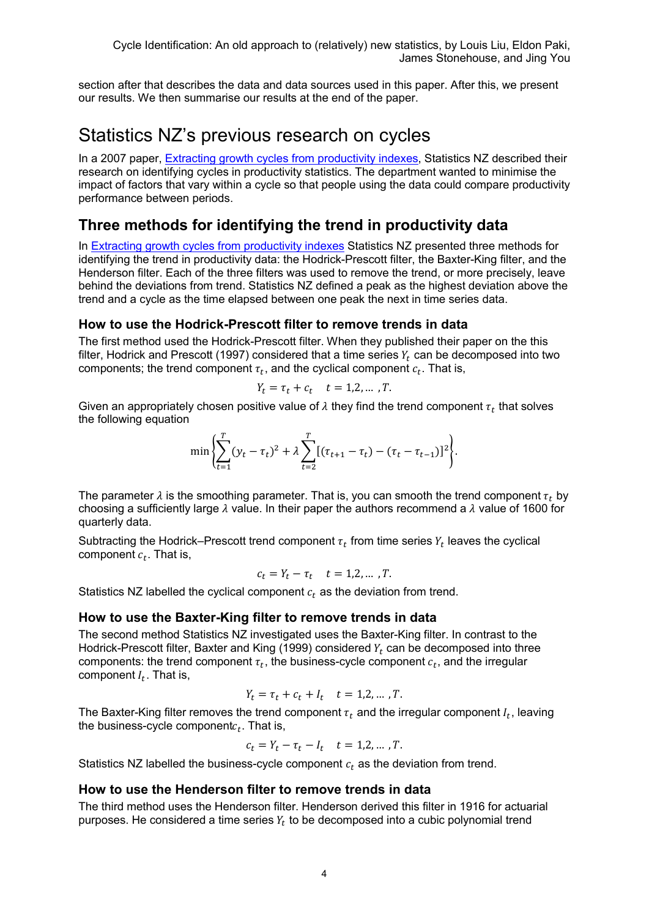section after that describes the data and data sources used in this paper. After this, we present our results. We then summarise our results at the end of the paper.

# Statistics NZ's previous research on cycles

In a 2007 paper, Extracting growth cycles from productivity indexes, Statistics NZ described their research on identifying cycles in productivity statistics. The department wanted to minimise the impact of factors that vary within a cycle so that people using the data could compare productivity performance between periods.

## Three methods for identifying the trend in productivity data

In Extracting growth cycles from productivity indexes Statistics NZ presented three methods for identifying the trend in productivity data: the Hodrick-Prescott filter, the Baxter-King filter, and the Henderson filter. Each of the three filters was used to remove the trend, or more precisely, leave behind the deviations from trend. Statistics NZ defined a peak as the highest deviation above the trend and a cycle as the time elapsed between one peak the next in time series data.

### How to use the Hodrick-Prescott filter to remove trends in data

The first method used the Hodrick-Prescott filter. When they published their paper on the this filter, Hodrick and Prescott (1997) considered that a time series $Y_t$ can be decomposed into two components; the trend component $\tau_t$, and the cyclical component $c_t$. That is,

$$Y_t = \tau_t + c_t \quad t = 1,2,\dots,T.$$

Given an appropriately chosen positive value of $\lambda$ they find the trend component $\tau_t$ that solves the following equation

$$\min\left\{\sum_{t=1}^{T}(y_t - \tau_t)^2 + \lambda\sum_{t=2}^{T}[(\tau_{t+1} - \tau_t) - (\tau_t - \tau_{t-1})]^2\right\}.$$

The parameter $\lambda$ is the smoothing parameter. That is, you can smooth the trend component $\tau_t$ by choosing a sufficiently large $\lambda$ value. In their paper the authors recommend a $\lambda$ value of 1600 for quarterly data.

Subtracting the Hodrick–Prescott trend component $\tau_t$ from time series $Y_t$ leaves the cyclical component $c_t$. That is,

$$c_t = Y_t - \tau_t \quad t = 1,2,\dots,T.$$

Statistics NZ labelled the cyclical component $c_t$ as the deviation from trend.

### How to use the Baxter-King filter to remove trends in data

The second method Statistics NZ investigated uses the Baxter-King filter. In contrast to the Hodrick-Prescott filter, Baxter and King (1999) considered $Y_t$ can be decomposed into three components: the trend component $\tau_t$, the business-cycle component $c_t$, and the irregular component $I_t$. That is,

$$Y_t = \tau_t + c_t + I_t \quad t = 1,2,\dots,T.$$

The Baxter-King filter removes the trend component $\tau_t$ and the irregular component $I_t$, leaving the business-cycle component$c_t$. That is,

$$c_t = Y_t - \tau_t - I_t \quad t = 1,2,\dots,T.$$

Statistics NZ labelled the business-cycle component $c_t$ as the deviation from trend.

### How to use the Henderson filter to remove trends in data

The third method uses the Henderson filter. Henderson derived this filter in 1916 for actuarial purposes. He considered a time series $Y_t$ to be decomposed into a cubic polynomial trend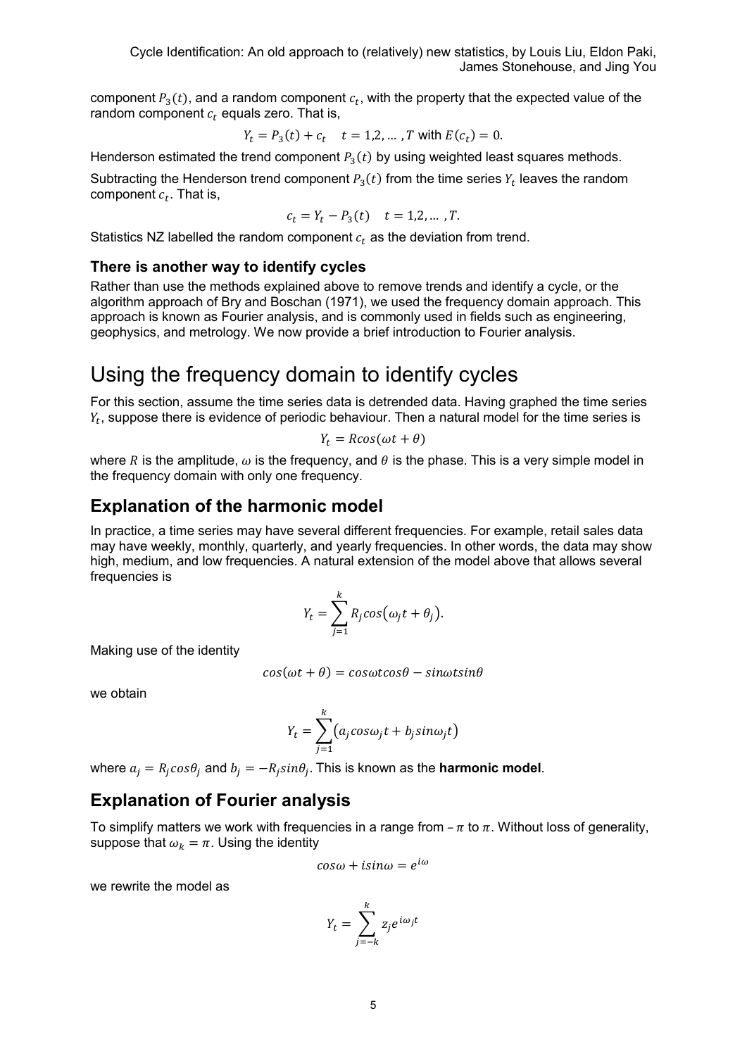component $P_3(t)$, and a random component $c_t$, with the property that the expected value of the random component $c_t$ equals zero. That is,

$$Y_t = P_3(t) + c_t \quad t = 1,2, \dots, T \text{ with } E(c_t) = 0.$$

Henderson estimated the trend component $P_3(t)$ by using weighted least squares methods.

Subtracting the Henderson trend component $P_3(t)$ from the time series $Y_t$ leaves the random component $c_t$. That is,

$$c_t = Y_t - P_3(t) \quad t = 1,2, \dots, T.$$

Statistics NZ labelled the random component $c_t$ as the deviation from trend.

### There is another way to identify cycles

Rather than use the methods explained above to remove trends and identify a cycle, or the algorithm approach of Bry and Boschan (1971), we used the frequency domain approach. This approach is known as Fourier analysis, and is commonly used in fields such as engineering, geophysics, and metrology. We now provide a brief introduction to Fourier analysis.

# Using the frequency domain to identify cycles

For this section, assume the time series data is detrended data. Having graphed the time series $Y_t$, suppose there is evidence of periodic behaviour. Then a natural model for the time series is

$$Y_t = R\cos(\omega t + \theta)$$

where $R$ is the amplitude, $\omega$ is the frequency, and $\theta$ is the phase. This is a very simple model in the frequency domain with only one frequency.

## Explanation of the harmonic model

In practice, a time series may have several different frequencies. For example, retail sales data may have weekly, monthly, quarterly, and yearly frequencies. In other words, the data may show high, medium, and low frequencies. A natural extension of the model above that allows several frequencies is

$$Y_t = \sum_{j=1}^{k} R_j \cos(\omega_j t + \theta_j).$$

Making use of the identity

$$\cos(\omega t + \theta) = \cos\omega t \cos\theta - \sin\omega t \sin\theta$$

we obtain

$$Y_t = \sum_{j=1}^{k} \left(a_j \cos\omega_j t + b_j \sin\omega_j t\right)$$

where $a_j = R_j \cos\theta_j$ and $b_j = -R_j \sin\theta_j$. This is known as the **harmonic model**.

## Explanation of Fourier analysis

To simplify matters we work with frequencies in a range from $-\pi$ to $\pi$. Without loss of generality, suppose that $\omega_k = \pi$. Using the identity

$$\cos\omega + i\sin\omega = e^{i\omega}$$

we rewrite the model as

$$Y_t = \sum_{j=-k}^{k} z_j e^{i\omega_j t}$$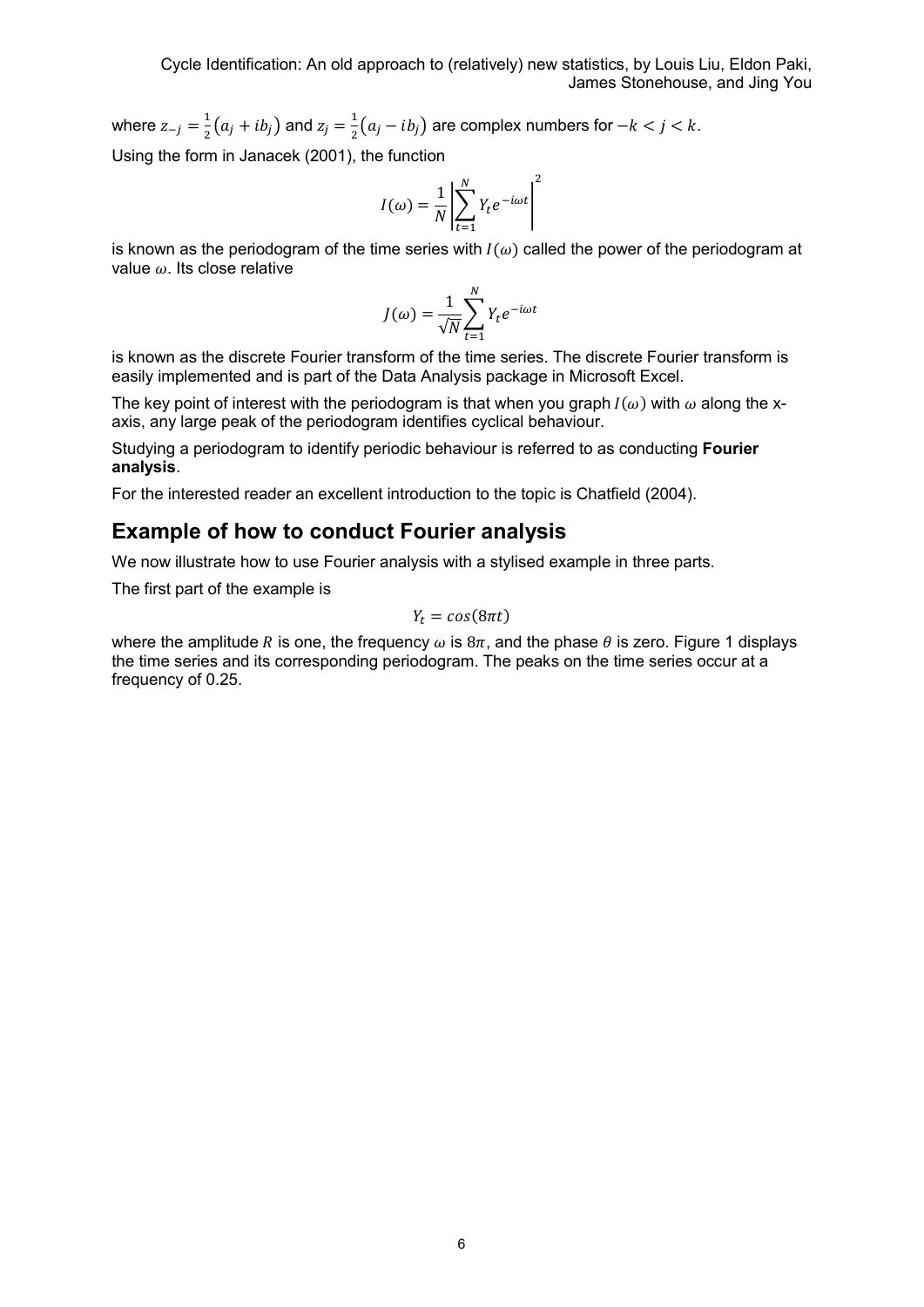where $z_{-j} = \frac{1}{2}(a_j + ib_j)$ and $z_j = \frac{1}{2}(a_j - ib_j)$ are complex numbers for $-k < j < k$.

Using the form in Janacek (2001), the function

$$I(\omega) = \frac{1}{N}\left|\sum_{t=1}^{N} Y_t e^{-i\omega t}\right|^2$$

is known as the periodogram of the time series with $I(\omega)$ called the power of the periodogram at value $\omega$. Its close relative

$$J(\omega) = \frac{1}{\sqrt{N}}\sum_{t=1}^{N} Y_t e^{-i\omega t}$$

is known as the discrete Fourier transform of the time series. The discrete Fourier transform is easily implemented and is part of the Data Analysis package in Microsoft Excel.

The key point of interest with the periodogram is that when you graph $I(\omega)$ with $\omega$ along the x-axis, any large peak of the periodogram identifies cyclical behaviour.

Studying a periodogram to identify periodic behaviour is referred to as conducting **Fourier analysis**.

For the interested reader an excellent introduction to the topic is Chatfield (2004).

## Example of how to conduct Fourier analysis

We now illustrate how to use Fourier analysis with a stylised example in three parts.

The first part of the example is

$$Y_t = cos(8\pi t)$$

where the amplitude $R$ is one, the frequency $\omega$ is $8\pi$, and the phase $\theta$ is zero. Figure 1 displays the time series and its corresponding periodogram. The peaks on the time series occur at a frequency of 0.25.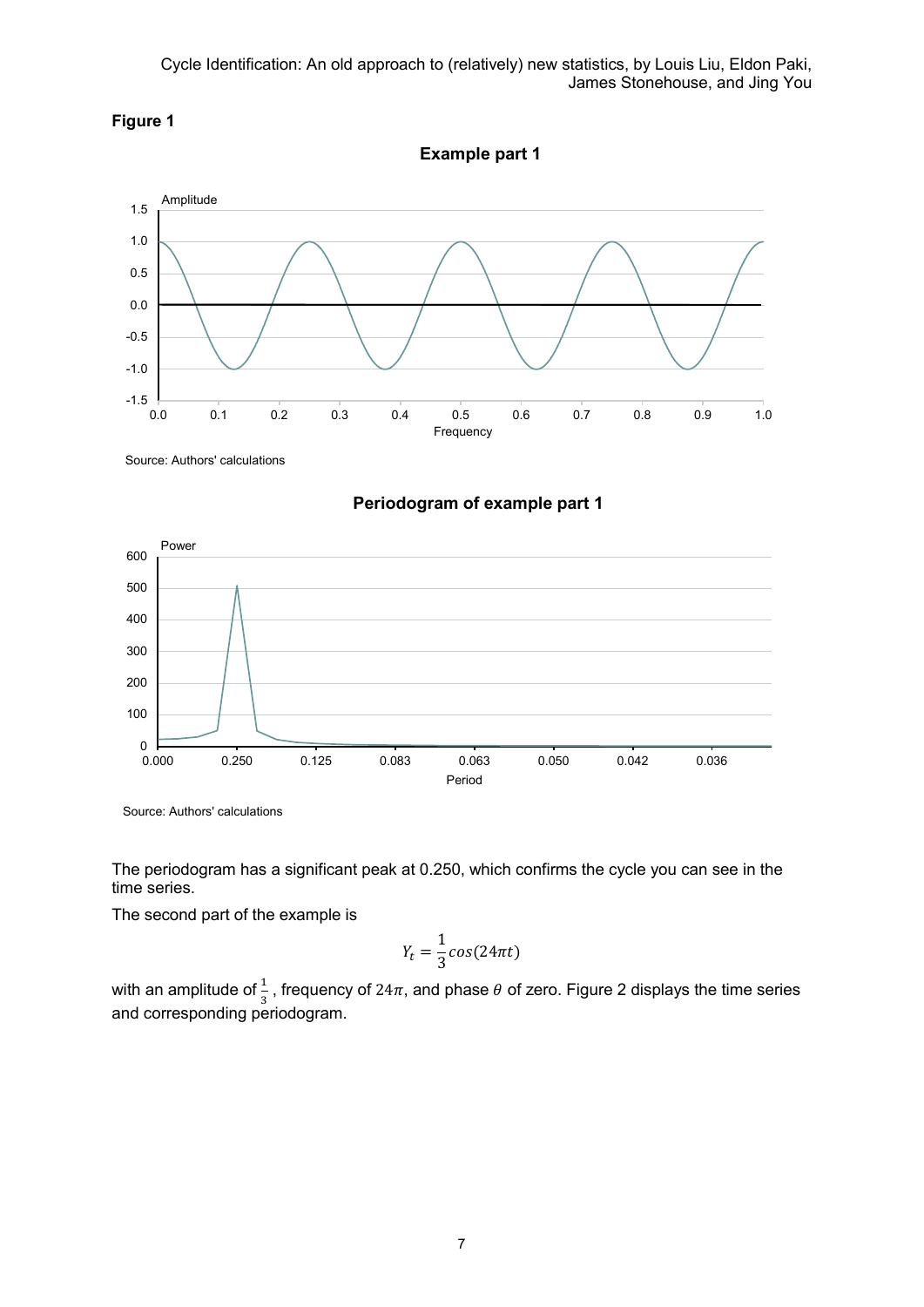**Figure 1**

**Example part 1**

Source: Authors' calculations

**Periodogram of example part 1**

Source: Authors' calculations

The periodogram has a significant peak at 0.250, which confirms the cycle you can see in the time series.

The second part of the example is

$$Y_t = \frac{1}{3}cos(24\pi t)$$

with an amplitude of $\frac{1}{3}$, frequency of $24\pi$, and phase $\theta$ of zero. Figure 2 displays the time series and corresponding periodogram.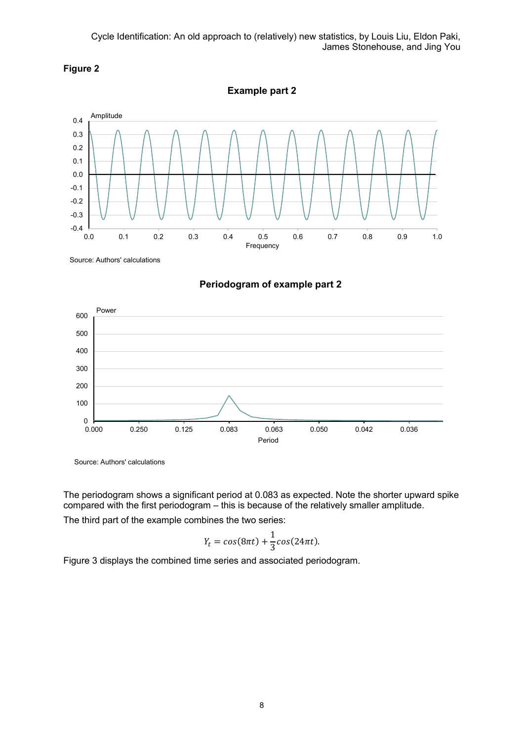**Figure 2**

**Example part 2**

Source: Authors' calculations

**Periodogram of example part 2**

Source: Authors' calculations

The periodogram shows a significant period at 0.083 as expected. Note the shorter upward spike compared with the first periodogram – this is because of the relatively smaller amplitude.

The third part of the example combines the two series:

$$Y_t = cos(8\pi t) + \frac{1}{3}cos(24\pi t).$$

Figure 3 displays the combined time series and associated periodogram.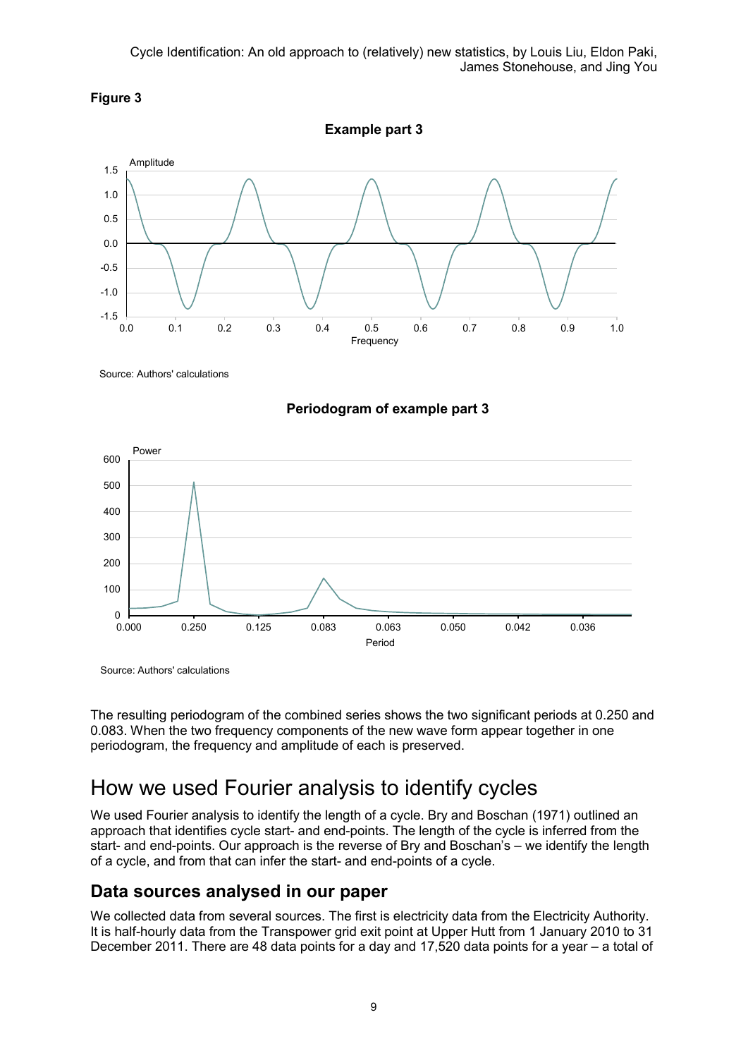**Figure 3**

**Example part 3**

Source: Authors' calculations

**Periodogram of example part 3**

Source: Authors' calculations

The resulting periodogram of the combined series shows the two significant periods at 0.250 and 0.083. When the two frequency components of the new wave form appear together in one periodogram, the frequency and amplitude of each is preserved.

# How we used Fourier analysis to identify cycles

We used Fourier analysis to identify the length of a cycle. Bry and Boschan (1971) outlined an approach that identifies cycle start- and end-points. The length of the cycle is inferred from the start- and end-points. Our approach is the reverse of Bry and Boschan's – we identify the length of a cycle, and from that can infer the start- and end-points of a cycle.

## Data sources analysed in our paper

We collected data from several sources. The first is electricity data from the Electricity Authority. It is half-hourly data from the Transpower grid exit point at Upper Hutt from 1 January 2010 to 31 December 2011. There are 48 data points for a day and 17,520 data points for a year – a total of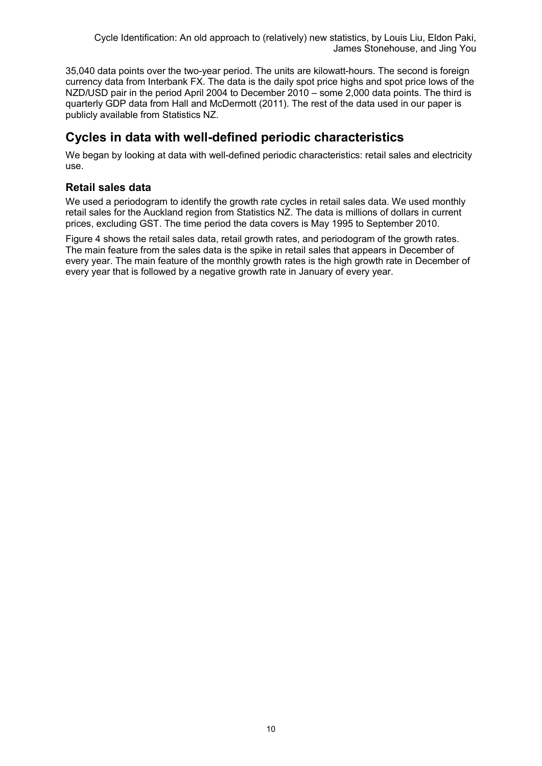35,040 data points over the two-year period. The units are kilowatt-hours. The second is foreign currency data from Interbank FX. The data is the daily spot price highs and spot price lows of the NZD/USD pair in the period April 2004 to December 2010 – some 2,000 data points. The third is quarterly GDP data from Hall and McDermott (2011). The rest of the data used in our paper is publicly available from Statistics NZ.

## Cycles in data with well-defined periodic characteristics

We began by looking at data with well-defined periodic characteristics: retail sales and electricity use.

### Retail sales data

We used a periodogram to identify the growth rate cycles in retail sales data. We used monthly retail sales for the Auckland region from Statistics NZ. The data is millions of dollars in current prices, excluding GST. The time period the data covers is May 1995 to September 2010.

Figure 4 shows the retail sales data, retail growth rates, and periodogram of the growth rates. The main feature from the sales data is the spike in retail sales that appears in December of every year. The main feature of the monthly growth rates is the high growth rate in December of every year that is followed by a negative growth rate in January of every year.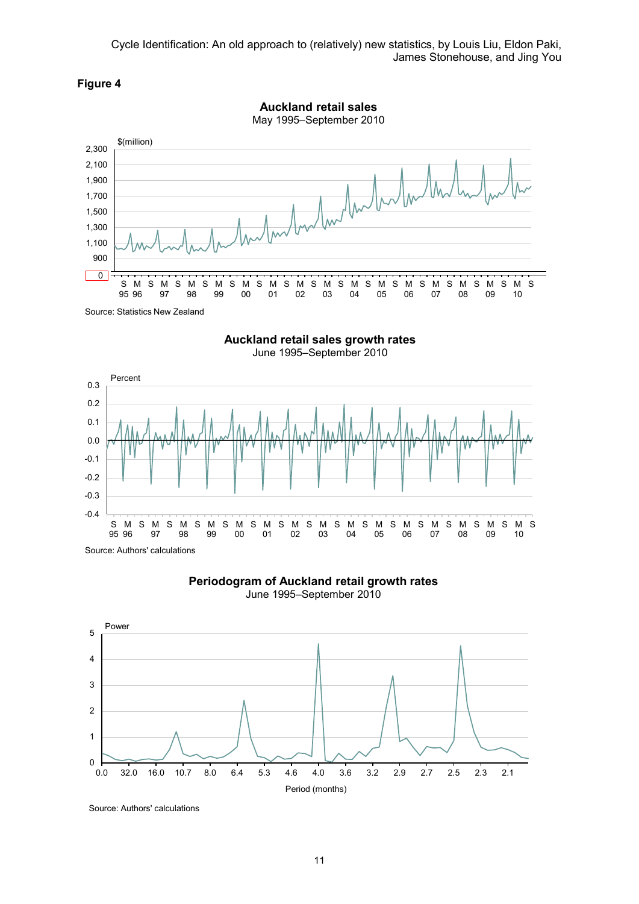**Figure 4**

**Auckland retail sales**

May 1995–September 2010

Source: Statistics New Zealand

**Auckland retail sales growth rates**

June 1995–September 2010

Source: Authors' calculations

**Periodogram of Auckland retail growth rates**

June 1995–September 2010

Source: Authors' calculations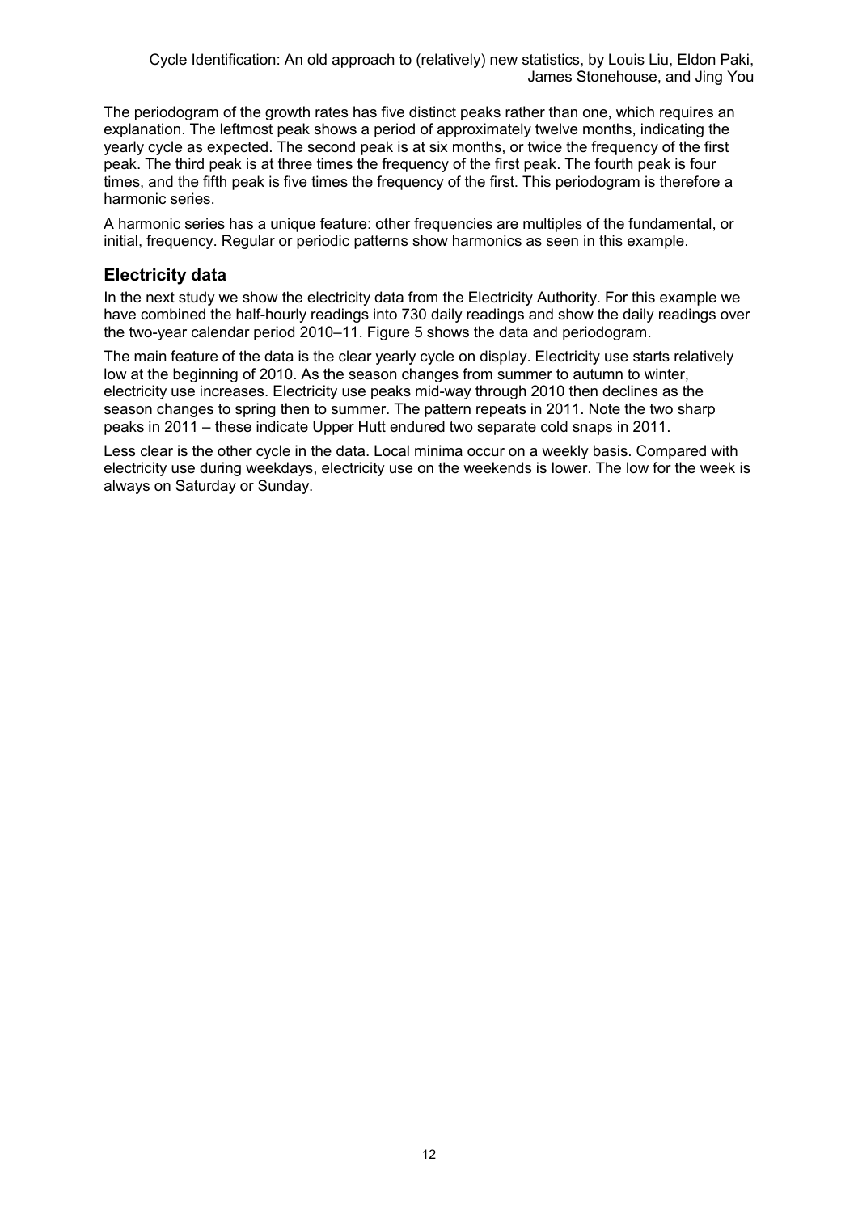The periodogram of the growth rates has five distinct peaks rather than one, which requires an explanation. The leftmost peak shows a period of approximately twelve months, indicating the yearly cycle as expected. The second peak is at six months, or twice the frequency of the first peak. The third peak is at three times the frequency of the first peak. The fourth peak is four times, and the fifth peak is five times the frequency of the first. This periodogram is therefore a harmonic series.

A harmonic series has a unique feature: other frequencies are multiples of the fundamental, or initial, frequency. Regular or periodic patterns show harmonics as seen in this example.

## Electricity data

In the next study we show the electricity data from the Electricity Authority. For this example we have combined the half-hourly readings into 730 daily readings and show the daily readings over the two-year calendar period 2010–11. Figure 5 shows the data and periodogram.

The main feature of the data is the clear yearly cycle on display. Electricity use starts relatively low at the beginning of 2010. As the season changes from summer to autumn to winter, electricity use increases. Electricity use peaks mid-way through 2010 then declines as the season changes to spring then to summer. The pattern repeats in 2011. Note the two sharp peaks in 2011 – these indicate Upper Hutt endured two separate cold snaps in 2011.

Less clear is the other cycle in the data. Local minima occur on a weekly basis. Compared with electricity use during weekdays, electricity use on the weekends is lower. The low for the week is always on Saturday or Sunday.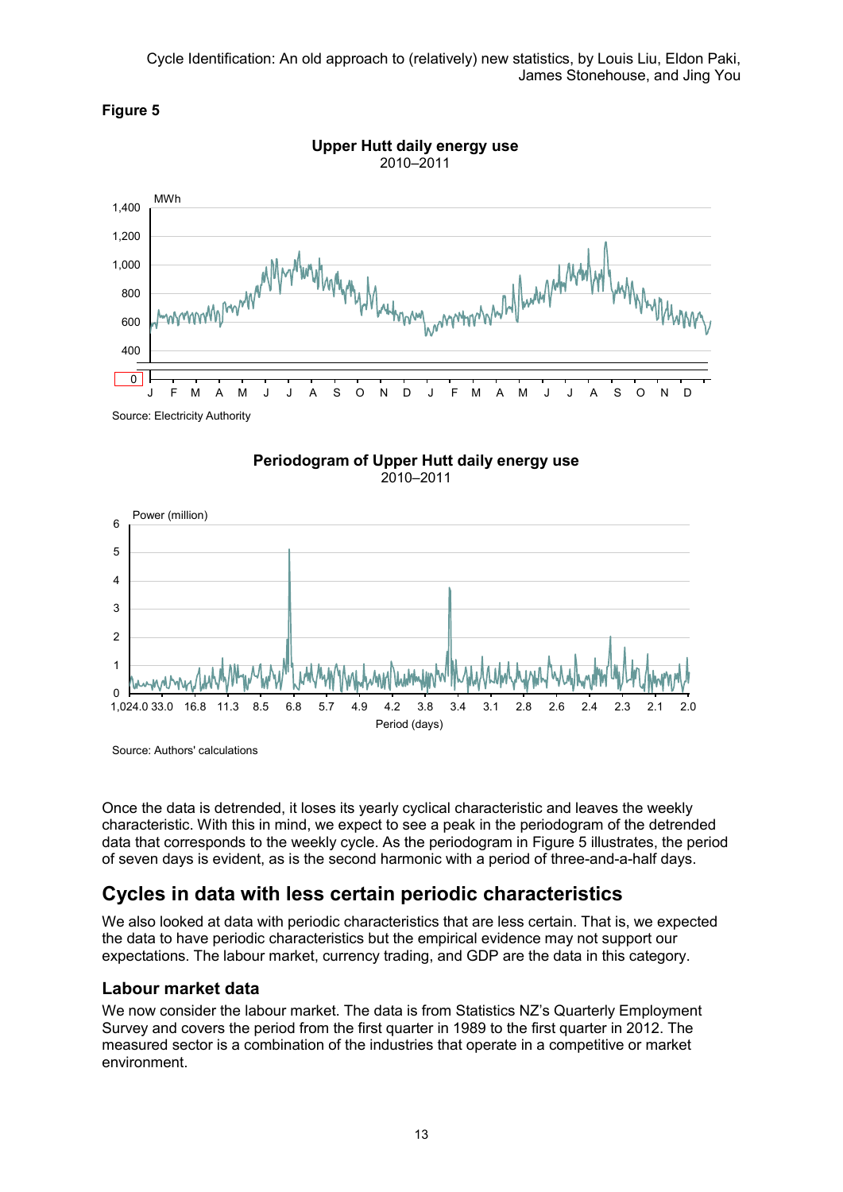**Figure 5**

**Upper Hutt daily energy use**
2010–2011

Source: Electricity Authority

**Periodogram of Upper Hutt daily energy use**
2010–2011

Source: Authors' calculations

Once the data is detrended, it loses its yearly cyclical characteristic and leaves the weekly characteristic. With this in mind, we expect to see a peak in the periodogram of the detrended data that corresponds to the weekly cycle. As the periodogram in Figure 5 illustrates, the period of seven days is evident, as is the second harmonic with a period of three-and-a-half days.

## Cycles in data with less certain periodic characteristics

We also looked at data with periodic characteristics that are less certain. That is, we expected the data to have periodic characteristics but the empirical evidence may not support our expectations. The labour market, currency trading, and GDP are the data in this category.

### Labour market data

We now consider the labour market. The data is from Statistics NZ's Quarterly Employment Survey and covers the period from the first quarter in 1989 to the first quarter in 2012. The measured sector is a combination of the industries that operate in a competitive or market environment.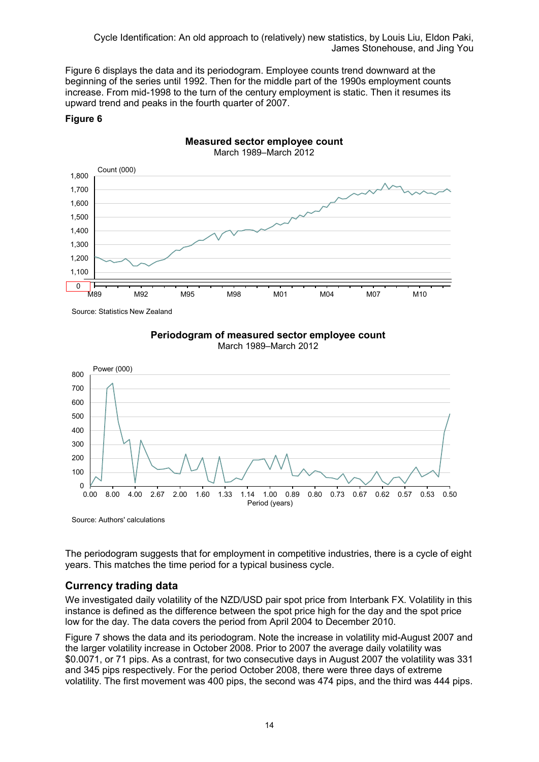Figure 6 displays the data and its periodogram. Employee counts trend downward at the beginning of the series until 1992. Then for the middle part of the 1990s employment counts increase. From mid-1998 to the turn of the century employment is static. Then it resumes its upward trend and peaks in the fourth quarter of 2007.

**Figure 6**

**Measured sector employee count**
March 1989–March 2012

Source: Statistics New Zealand

**Periodogram of measured sector employee count**
March 1989–March 2012

Source: Authors' calculations

The periodogram suggests that for employment in competitive industries, there is a cycle of eight years. This matches the time period for a typical business cycle.

## Currency trading data

We investigated daily volatility of the NZD/USD pair spot price from Interbank FX. Volatility in this instance is defined as the difference between the spot price high for the day and the spot price low for the day. The data covers the period from April 2004 to December 2010.

Figure 7 shows the data and its periodogram. Note the increase in volatility mid-August 2007 and the larger volatility increase in October 2008. Prior to 2007 the average daily volatility was $0.0071, or 71 pips. As a contrast, for two consecutive days in August 2007 the volatility was 331 and 345 pips respectively. For the period October 2008, there were three days of extreme volatility. The first movement was 400 pips, the second was 474 pips, and the third was 444 pips.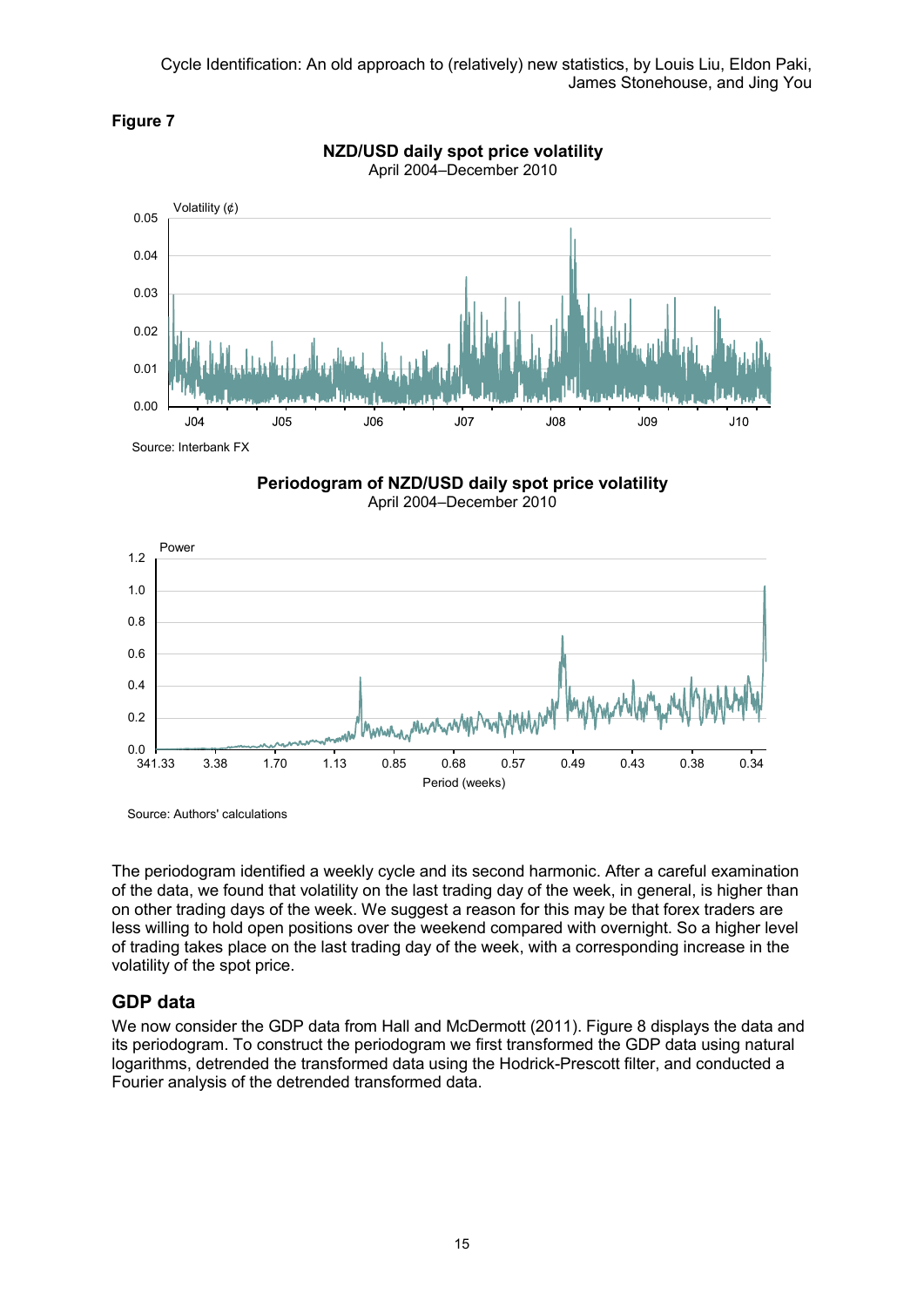**Figure 7**

**NZD/USD daily spot price volatility**
April 2004–December 2010

Source: Interbank FX

**Periodogram of NZD/USD daily spot price volatility**
April 2004–December 2010

Source: Authors' calculations

The periodogram identified a weekly cycle and its second harmonic. After a careful examination of the data, we found that volatility on the last trading day of the week, in general, is higher than on other trading days of the week. We suggest a reason for this may be that forex traders are less willing to hold open positions over the weekend compared with overnight. So a higher level of trading takes place on the last trading day of the week, with a corresponding increase in the volatility of the spot price.

## GDP data

We now consider the GDP data from Hall and McDermott (2011). Figure 8 displays the data and its periodogram. To construct the periodogram we first transformed the GDP data using natural logarithms, detrended the transformed data using the Hodrick-Prescott filter, and conducted a Fourier analysis of the detrended transformed data.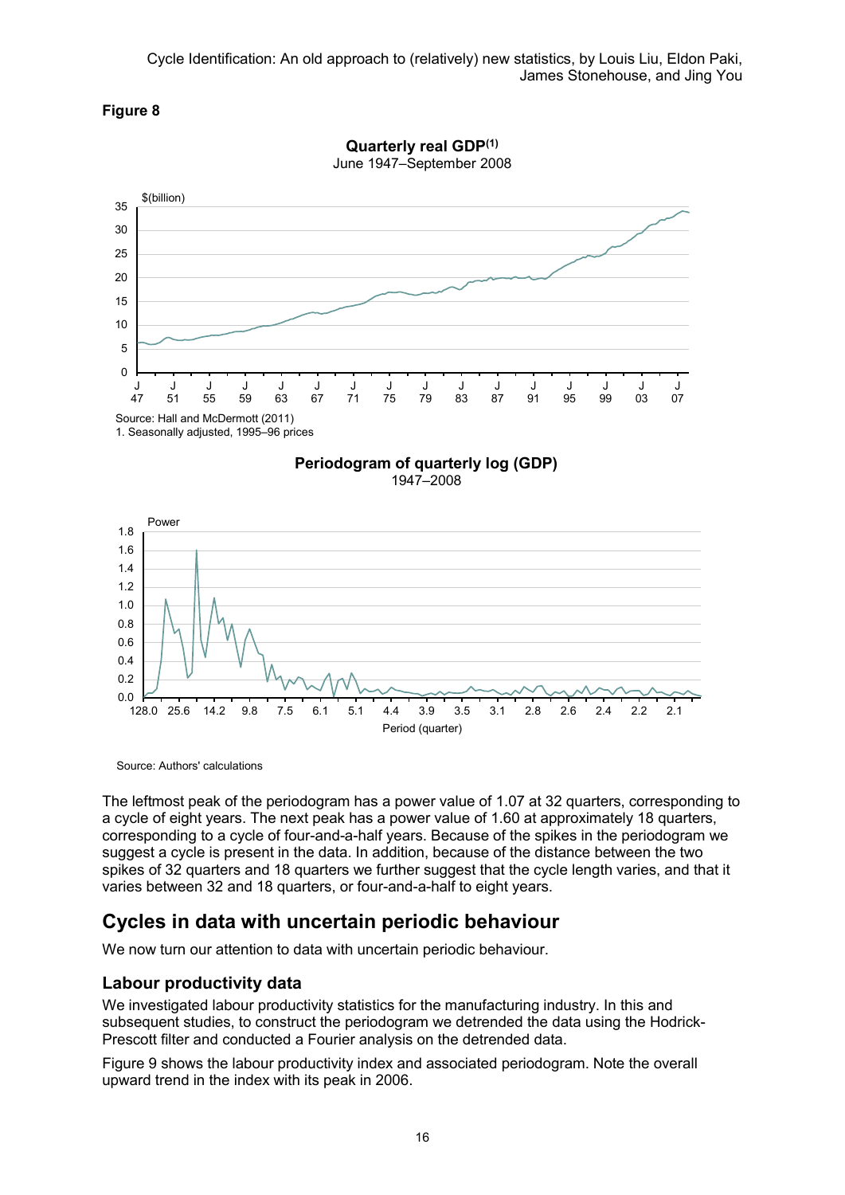**Figure 8**

**Quarterly real GDP(1)**
June 1947–September 2008

Source: Hall and McDermott (2011)
1. Seasonally adjusted, 1995–96 prices

**Periodogram of quarterly log (GDP)**
1947–2008

Source: Authors' calculations

The leftmost peak of the periodogram has a power value of 1.07 at 32 quarters, corresponding to a cycle of eight years. The next peak has a power value of 1.60 at approximately 18 quarters, corresponding to a cycle of four-and-a-half years. Because of the spikes in the periodogram we suggest a cycle is present in the data. In addition, because of the distance between the two spikes of 32 quarters and 18 quarters we further suggest that the cycle length varies, and that it varies between 32 and 18 quarters, or four-and-a-half to eight years.

## Cycles in data with uncertain periodic behaviour

We now turn our attention to data with uncertain periodic behaviour.

### Labour productivity data

We investigated labour productivity statistics for the manufacturing industry. In this and subsequent studies, to construct the periodogram we detrended the data using the Hodrick-Prescott filter and conducted a Fourier analysis on the detrended data.

Figure 9 shows the labour productivity index and associated periodogram. Note the overall upward trend in the index with its peak in 2006.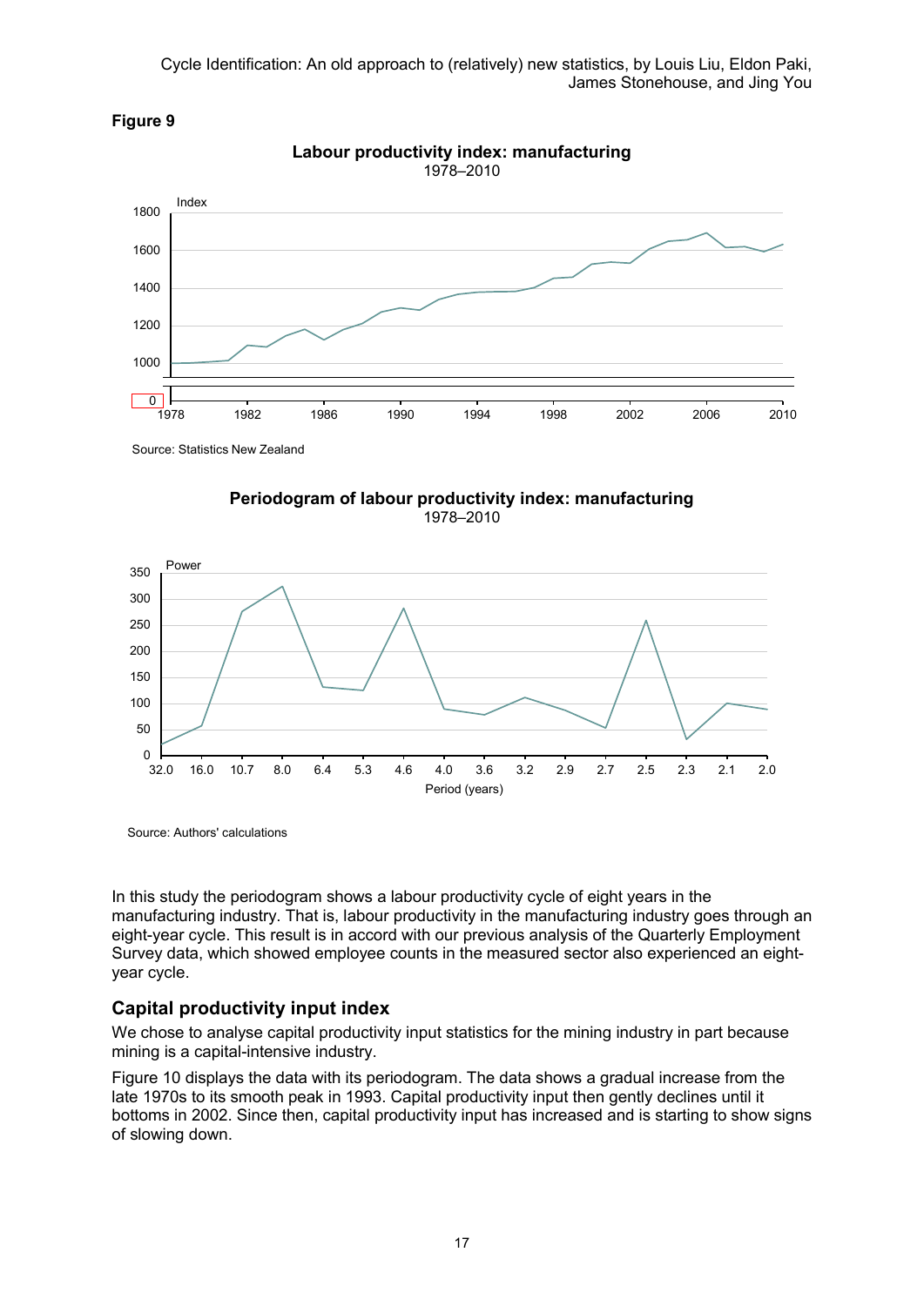**Figure 9**

**Labour productivity index: manufacturing**
1978–2010

Source: Statistics New Zealand

**Periodogram of labour productivity index: manufacturing**
1978–2010

Source: Authors' calculations

In this study the periodogram shows a labour productivity cycle of eight years in the manufacturing industry. That is, labour productivity in the manufacturing industry goes through an eight-year cycle. This result is in accord with our previous analysis of the Quarterly Employment Survey data, which showed employee counts in the measured sector also experienced an eight-year cycle.

## Capital productivity input index

We chose to analyse capital productivity input statistics for the mining industry in part because mining is a capital-intensive industry.

Figure 10 displays the data with its periodogram. The data shows a gradual increase from the late 1970s to its smooth peak in 1993. Capital productivity input then gently declines until it bottoms in 2002. Since then, capital productivity input has increased and is starting to show signs of slowing down.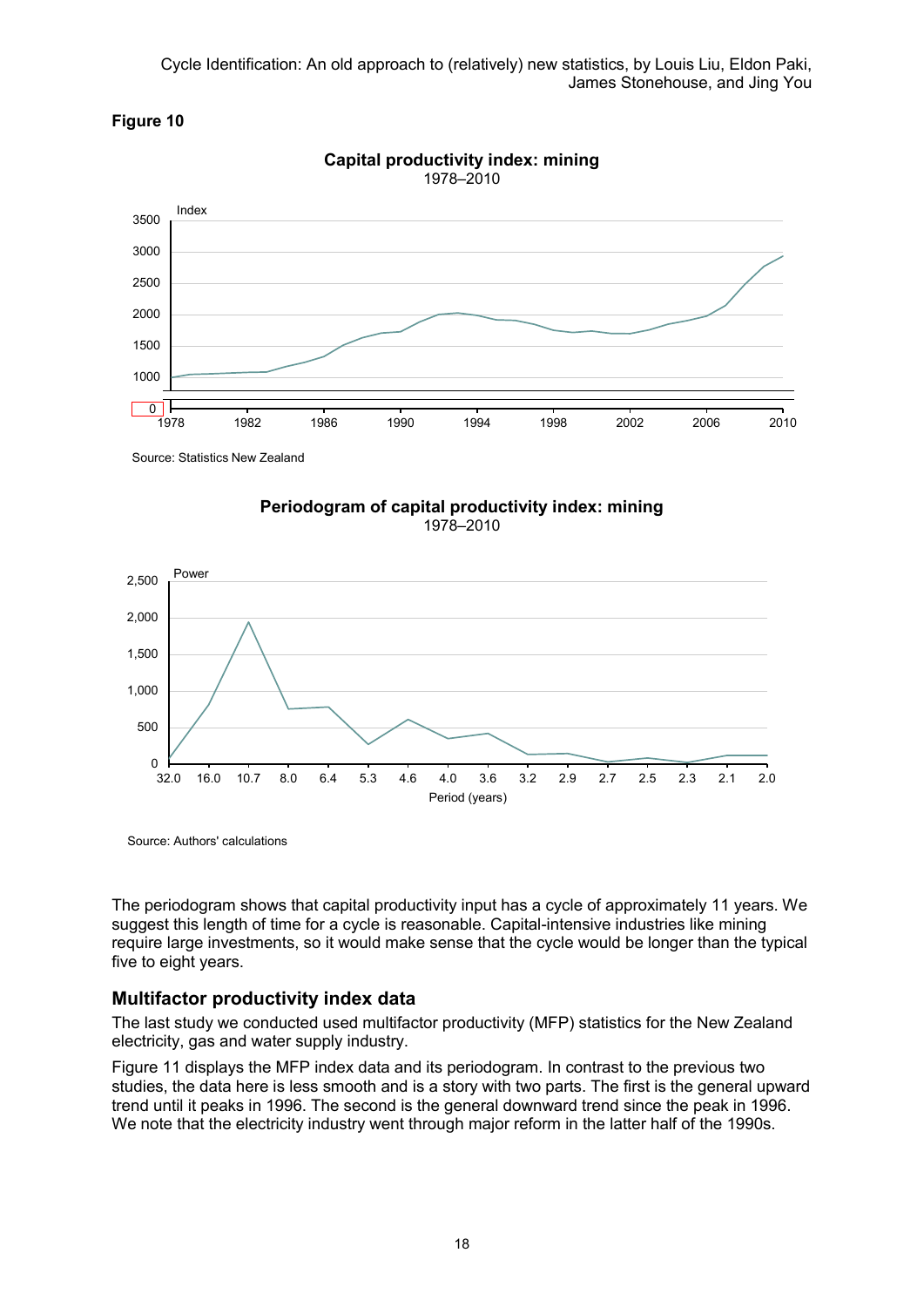**Figure 10**

**Capital productivity index: mining**
1978–2010

Source: Statistics New Zealand

**Periodogram of capital productivity index: mining**
1978–2010

Source: Authors' calculations

The periodogram shows that capital productivity input has a cycle of approximately 11 years. We suggest this length of time for a cycle is reasonable. Capital-intensive industries like mining require large investments, so it would make sense that the cycle would be longer than the typical five to eight years.

## Multifactor productivity index data

The last study we conducted used multifactor productivity (MFP) statistics for the New Zealand electricity, gas and water supply industry.

Figure 11 displays the MFP index data and its periodogram. In contrast to the previous two studies, the data here is less smooth and is a story with two parts. The first is the general upward trend until it peaks in 1996. The second is the general downward trend since the peak in 1996. We note that the electricity industry went through major reform in the latter half of the 1990s.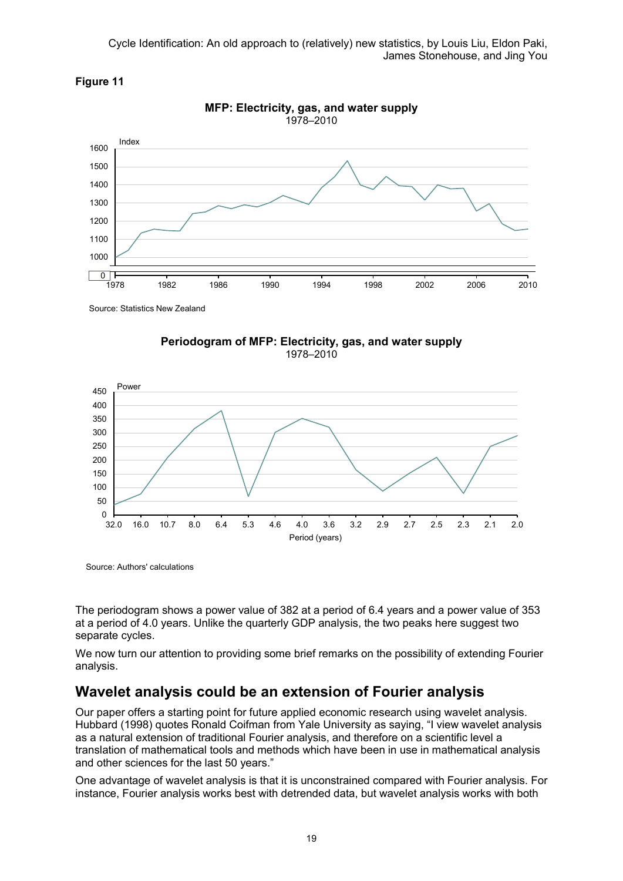**Figure 11**

**MFP: Electricity, gas, and water supply**
1978–2010

Source: Statistics New Zealand

**Periodogram of MFP: Electricity, gas, and water supply**
1978–2010

Source: Authors' calculations

The periodogram shows a power value of 382 at a period of 6.4 years and a power value of 353 at a period of 4.0 years. Unlike the quarterly GDP analysis, the two peaks here suggest two separate cycles.

We now turn our attention to providing some brief remarks on the possibility of extending Fourier analysis.

## Wavelet analysis could be an extension of Fourier analysis

Our paper offers a starting point for future applied economic research using wavelet analysis. Hubbard (1998) quotes Ronald Coifman from Yale University as saying, "I view wavelet analysis as a natural extension of traditional Fourier analysis, and therefore on a scientific level a translation of mathematical tools and methods which have been in use in mathematical analysis and other sciences for the last 50 years."

One advantage of wavelet analysis is that it is unconstrained compared with Fourier analysis. For instance, Fourier analysis works best with detrended data, but wavelet analysis works with both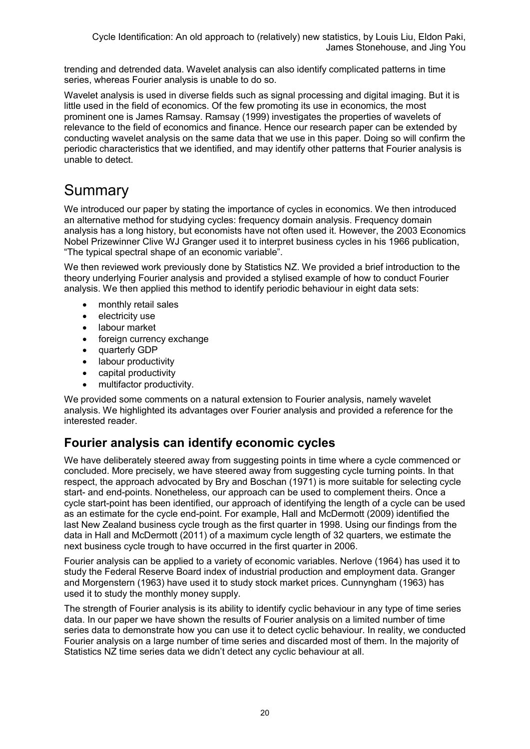trending and detrended data. Wavelet analysis can also identify complicated patterns in time series, whereas Fourier analysis is unable to do so.

Wavelet analysis is used in diverse fields such as signal processing and digital imaging. But it is little used in the field of economics. Of the few promoting its use in economics, the most prominent one is James Ramsay. Ramsay (1999) investigates the properties of wavelets of relevance to the field of economics and finance. Hence our research paper can be extended by conducting wavelet analysis on the same data that we use in this paper. Doing so will confirm the periodic characteristics that we identified, and may identify other patterns that Fourier analysis is unable to detect.

# Summary

We introduced our paper by stating the importance of cycles in economics. We then introduced an alternative method for studying cycles: frequency domain analysis. Frequency domain analysis has a long history, but economists have not often used it. However, the 2003 Economics Nobel Prizewinner Clive WJ Granger used it to interpret business cycles in his 1966 publication, "The typical spectral shape of an economic variable".

We then reviewed work previously done by Statistics NZ. We provided a brief introduction to the theory underlying Fourier analysis and provided a stylised example of how to conduct Fourier analysis. We then applied this method to identify periodic behaviour in eight data sets:

- monthly retail sales
- electricity use
- labour market
- foreign currency exchange
- quarterly GDP
- labour productivity
- capital productivity
- multifactor productivity.

We provided some comments on a natural extension to Fourier analysis, namely wavelet analysis. We highlighted its advantages over Fourier analysis and provided a reference for the interested reader.

## Fourier analysis can identify economic cycles

We have deliberately steered away from suggesting points in time where a cycle commenced or concluded. More precisely, we have steered away from suggesting cycle turning points. In that respect, the approach advocated by Bry and Boschan (1971) is more suitable for selecting cycle start- and end-points. Nonetheless, our approach can be used to complement theirs. Once a cycle start-point has been identified, our approach of identifying the length of a cycle can be used as an estimate for the cycle end-point. For example, Hall and McDermott (2009) identified the last New Zealand business cycle trough as the first quarter in 1998. Using our findings from the data in Hall and McDermott (2011) of a maximum cycle length of 32 quarters, we estimate the next business cycle trough to have occurred in the first quarter in 2006.

Fourier analysis can be applied to a variety of economic variables. Nerlove (1964) has used it to study the Federal Reserve Board index of industrial production and employment data. Granger and Morgenstern (1963) have used it to study stock market prices. Cunnyngham (1963) has used it to study the monthly money supply.

The strength of Fourier analysis is its ability to identify cyclic behaviour in any type of time series data. In our paper we have shown the results of Fourier analysis on a limited number of time series data to demonstrate how you can use it to detect cyclic behaviour. In reality, we conducted Fourier analysis on a large number of time series and discarded most of them. In the majority of Statistics NZ time series data we didn't detect any cyclic behaviour at all.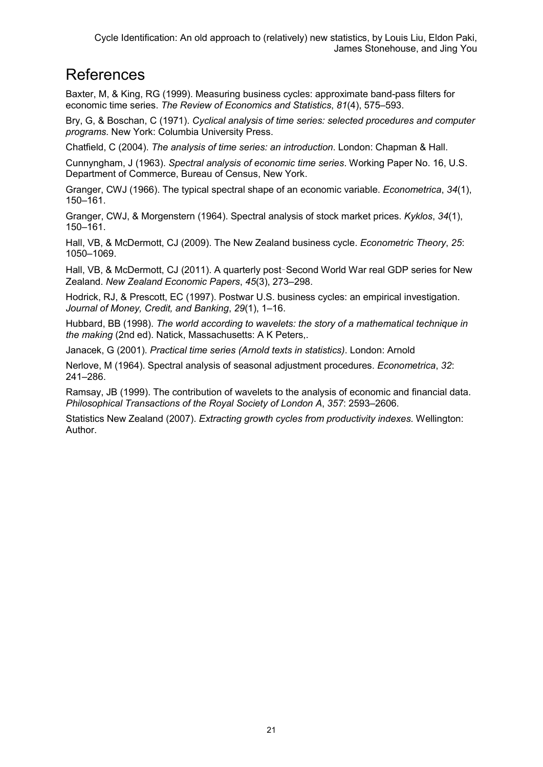# References

Baxter, M, & King, RG (1999). Measuring business cycles: approximate band-pass filters for economic time series. *The Review of Economics and Statistics*, *81*(4), 575–593.

Bry, G, & Boschan, C (1971). *Cyclical analysis of time series: selected procedures and computer programs*. New York: Columbia University Press.

Chatfield, C (2004). *The analysis of time series: an introduction*. London: Chapman & Hall.

Cunnyngham, J (1963). *Spectral analysis of economic time series*. Working Paper No. 16, U.S. Department of Commerce, Bureau of Census, New York.

Granger, CWJ (1966). The typical spectral shape of an economic variable. *Econometrica*, *34*(1), 150–161.

Granger, CWJ, & Morgenstern (1964). Spectral analysis of stock market prices. *Kyklos*, *34*(1), 150–161.

Hall, VB, & McDermott, CJ (2009). The New Zealand business cycle. *Econometric Theory*, *25*: 1050–1069.

Hall, VB, & McDermott, CJ (2011). A quarterly post‐Second World War real GDP series for New Zealand. *New Zealand Economic Papers*, *45*(3), 273–298.

Hodrick, RJ, & Prescott, EC (1997). Postwar U.S. business cycles: an empirical investigation. *Journal of Money, Credit, and Banking*, *29*(1), 1–16.

Hubbard, BB (1998). *The world according to wavelets: the story of a mathematical technique in the making* (2nd ed). Natick, Massachusetts: A K Peters,.

Janacek, G (2001). *Practical time series (Arnold texts in statistics)*. London: Arnold

Nerlove, M (1964). Spectral analysis of seasonal adjustment procedures. *Econometrica*, *32*: 241–286.

Ramsay, JB (1999). The contribution of wavelets to the analysis of economic and financial data. *Philosophical Transactions of the Royal Society of London A*, *357*: 2593–2606.

Statistics New Zealand (2007). *Extracting growth cycles from productivity indexes.* Wellington: Author.